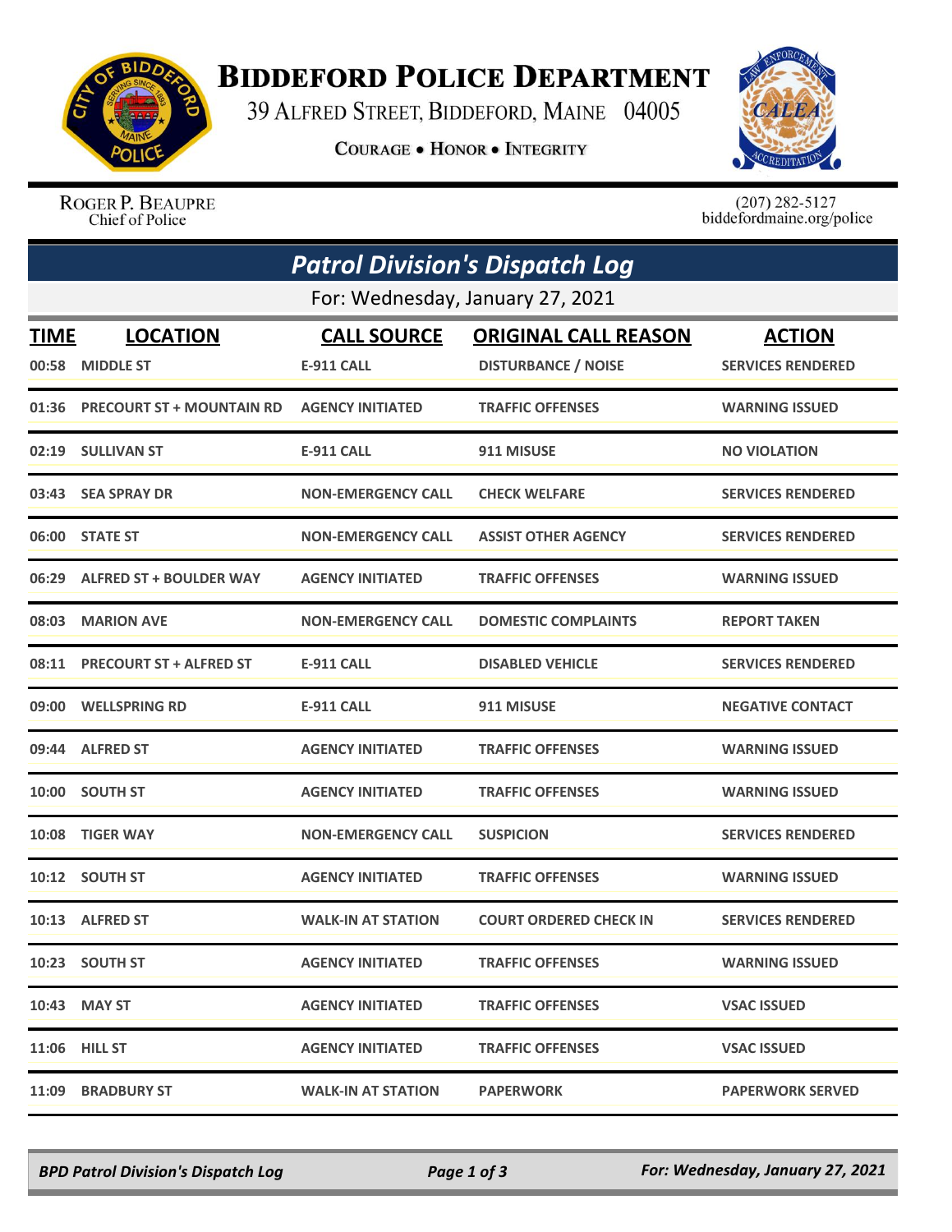# Biddeford Police Department

39 Alfred Street, Biddeford, Maine 04005

**Courage • Honor • Integrity**

Roger P. Beaupre
Chief of Police

(207) 282-5127
biddefordmaine.org/police

## *Patrol Division's Dispatch Log*

For: Wednesday, January 27, 2021

| TIME | LOCATION | CALL SOURCE | ORIGINAL CALL REASON | ACTION |
|---|---|---|---|---|
| 00:58 | MIDDLE ST | E-911 CALL | DISTURBANCE / NOISE | SERVICES RENDERED |
| 01:36 | PRECOURT ST + MOUNTAIN RD | AGENCY INITIATED | TRAFFIC OFFENSES | WARNING ISSUED |
| 02:19 | SULLIVAN ST | E-911 CALL | 911 MISUSE | NO VIOLATION |
| 03:43 | SEA SPRAY DR | NON-EMERGENCY CALL | CHECK WELFARE | SERVICES RENDERED |
| 06:00 | STATE ST | NON-EMERGENCY CALL | ASSIST OTHER AGENCY | SERVICES RENDERED |
| 06:29 | ALFRED ST + BOULDER WAY | AGENCY INITIATED | TRAFFIC OFFENSES | WARNING ISSUED |
| 08:03 | MARION AVE | NON-EMERGENCY CALL | DOMESTIC COMPLAINTS | REPORT TAKEN |
| 08:11 | PRECOURT ST + ALFRED ST | E-911 CALL | DISABLED VEHICLE | SERVICES RENDERED |
| 09:00 | WELLSPRING RD | E-911 CALL | 911 MISUSE | NEGATIVE CONTACT |
| 09:44 | ALFRED ST | AGENCY INITIATED | TRAFFIC OFFENSES | WARNING ISSUED |
| 10:00 | SOUTH ST | AGENCY INITIATED | TRAFFIC OFFENSES | WARNING ISSUED |
| 10:08 | TIGER WAY | NON-EMERGENCY CALL | SUSPICION | SERVICES RENDERED |
| 10:12 | SOUTH ST | AGENCY INITIATED | TRAFFIC OFFENSES | WARNING ISSUED |
| 10:13 | ALFRED ST | WALK-IN AT STATION | COURT ORDERED CHECK IN | SERVICES RENDERED |
| 10:23 | SOUTH ST | AGENCY INITIATED | TRAFFIC OFFENSES | WARNING ISSUED |
| 10:43 | MAY ST | AGENCY INITIATED | TRAFFIC OFFENSES | VSAC ISSUED |
| 11:06 | HILL ST | AGENCY INITIATED | TRAFFIC OFFENSES | VSAC ISSUED |
| 11:09 | BRADBURY ST | WALK-IN AT STATION | PAPERWORK | PAPERWORK SERVED |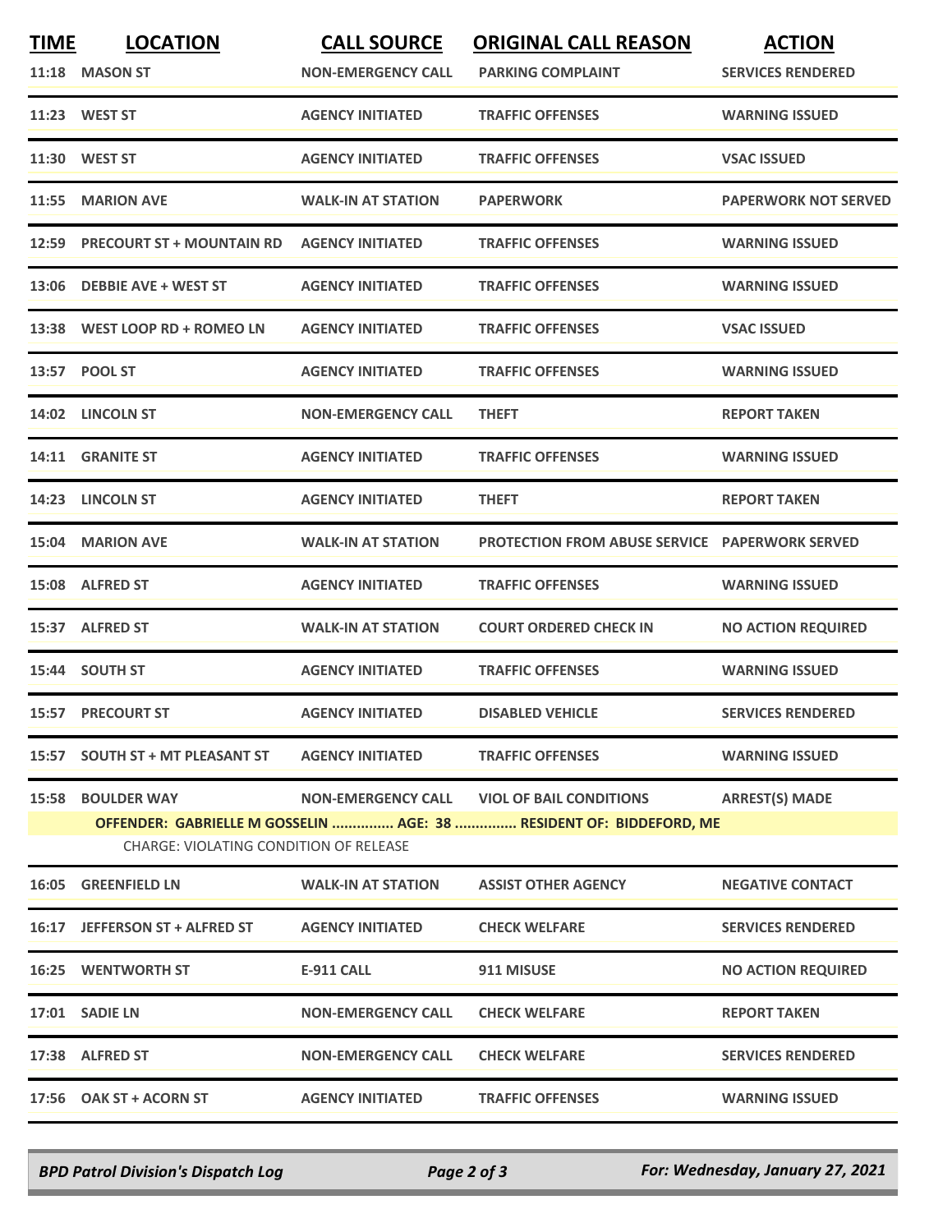| TIME | LOCATION | CALL SOURCE | ORIGINAL CALL REASON | ACTION |
|---|---|---|---|---|
| 11:18 | MASON ST | NON-EMERGENCY CALL | PARKING COMPLAINT | SERVICES RENDERED |
| 11:23 | WEST ST | AGENCY INITIATED | TRAFFIC OFFENSES | WARNING ISSUED |
| 11:30 | WEST ST | AGENCY INITIATED | TRAFFIC OFFENSES | VSAC ISSUED |
| 11:55 | MARION AVE | WALK-IN AT STATION | PAPERWORK | PAPERWORK NOT SERVED |
| 12:59 | PRECOURT ST + MOUNTAIN RD | AGENCY INITIATED | TRAFFIC OFFENSES | WARNING ISSUED |
| 13:06 | DEBBIE AVE + WEST ST | AGENCY INITIATED | TRAFFIC OFFENSES | WARNING ISSUED |
| 13:38 | WEST LOOP RD + ROMEO LN | AGENCY INITIATED | TRAFFIC OFFENSES | VSAC ISSUED |
| 13:57 | POOL ST | AGENCY INITIATED | TRAFFIC OFFENSES | WARNING ISSUED |
| 14:02 | LINCOLN ST | NON-EMERGENCY CALL | THEFT | REPORT TAKEN |
| 14:11 | GRANITE ST | AGENCY INITIATED | TRAFFIC OFFENSES | WARNING ISSUED |
| 14:23 | LINCOLN ST | AGENCY INITIATED | THEFT | REPORT TAKEN |
| 15:04 | MARION AVE | WALK-IN AT STATION | PROTECTION FROM ABUSE SERVICE | PAPERWORK SERVED |
| 15:08 | ALFRED ST | AGENCY INITIATED | TRAFFIC OFFENSES | WARNING ISSUED |
| 15:37 | ALFRED ST | WALK-IN AT STATION | COURT ORDERED CHECK IN | NO ACTION REQUIRED |
| 15:44 | SOUTH ST | AGENCY INITIATED | TRAFFIC OFFENSES | WARNING ISSUED |
| 15:57 | PRECOURT ST | AGENCY INITIATED | DISABLED VEHICLE | SERVICES RENDERED |
| 15:57 | SOUTH ST + MT PLEASANT ST | AGENCY INITIATED | TRAFFIC OFFENSES | WARNING ISSUED |
| 15:58 | BOULDER WAY | NON-EMERGENCY CALL | VIOL OF BAIL CONDITIONS | ARREST(S) MADE |
| | **OFFENDER: GABRIELLE M GOSSELIN ............... AGE: 38 ............... RESIDENT OF: BIDDEFORD, ME** | | | |
| | CHARGE: VIOLATING CONDITION OF RELEASE | | | |
| 16:05 | GREENFIELD LN | WALK-IN AT STATION | ASSIST OTHER AGENCY | NEGATIVE CONTACT |
| 16:17 | JEFFERSON ST + ALFRED ST | AGENCY INITIATED | CHECK WELFARE | SERVICES RENDERED |
| 16:25 | WENTWORTH ST | E-911 CALL | 911 MISUSE | NO ACTION REQUIRED |
| 17:01 | SADIE LN | NON-EMERGENCY CALL | CHECK WELFARE | REPORT TAKEN |
| 17:38 | ALFRED ST | NON-EMERGENCY CALL | CHECK WELFARE | SERVICES RENDERED |
| 17:56 | OAK ST + ACORN ST | AGENCY INITIATED | TRAFFIC OFFENSES | WARNING ISSUED |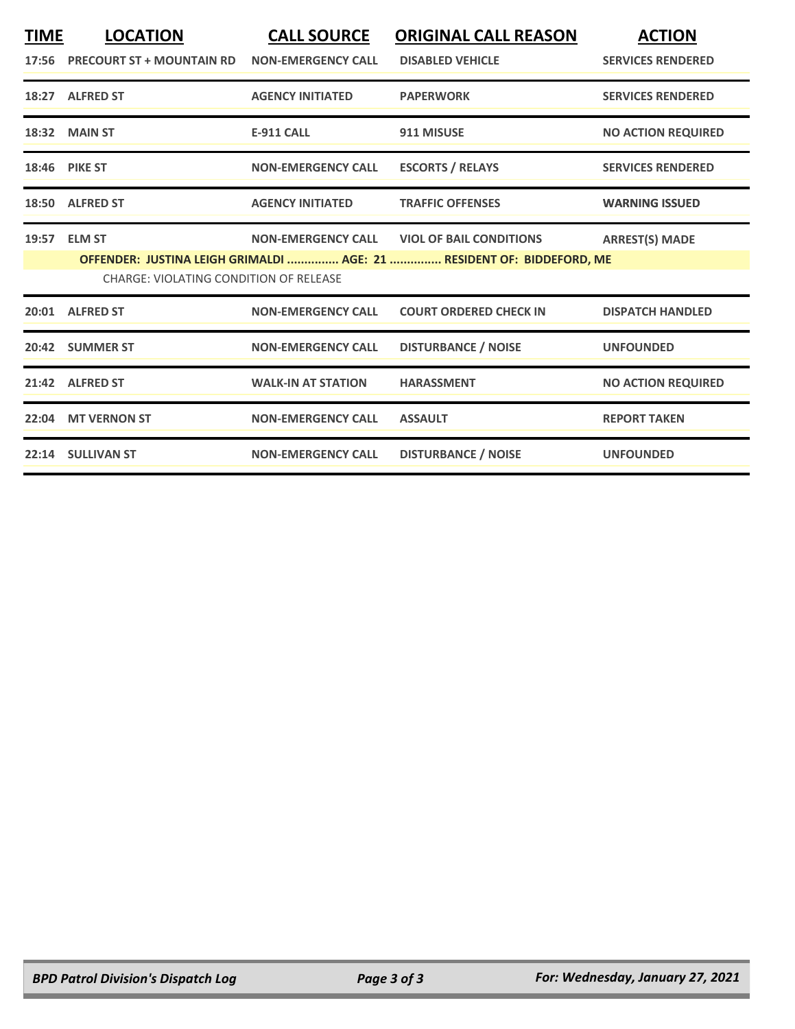| TIME | LOCATION | CALL SOURCE | ORIGINAL CALL REASON | ACTION |
|---|---|---|---|---|
| 17:56 | PRECOURT ST + MOUNTAIN RD | NON-EMERGENCY CALL | DISABLED VEHICLE | SERVICES RENDERED |
| 18:27 | ALFRED ST | AGENCY INITIATED | PAPERWORK | SERVICES RENDERED |
| 18:32 | MAIN ST | E-911 CALL | 911 MISUSE | NO ACTION REQUIRED |
| 18:46 | PIKE ST | NON-EMERGENCY CALL | ESCORTS / RELAYS | SERVICES RENDERED |
| 18:50 | ALFRED ST | AGENCY INITIATED | TRAFFIC OFFENSES | WARNING ISSUED |
| 19:57 | ELM ST | NON-EMERGENCY CALL | VIOL OF BAIL CONDITIONS | ARREST(S) MADE |
| | OFFENDER: JUSTINA LEIGH GRIMALDI ............... AGE: 21 ............... RESIDENT OF: BIDDEFORD, ME | | | |
| | CHARGE: VIOLATING CONDITION OF RELEASE | | | |
| 20:01 | ALFRED ST | NON-EMERGENCY CALL | COURT ORDERED CHECK IN | DISPATCH HANDLED |
| 20:42 | SUMMER ST | NON-EMERGENCY CALL | DISTURBANCE / NOISE | UNFOUNDED |
| 21:42 | ALFRED ST | WALK-IN AT STATION | HARASSMENT | NO ACTION REQUIRED |
| 22:04 | MT VERNON ST | NON-EMERGENCY CALL | ASSAULT | REPORT TAKEN |
| 22:14 | SULLIVAN ST | NON-EMERGENCY CALL | DISTURBANCE / NOISE | UNFOUNDED |